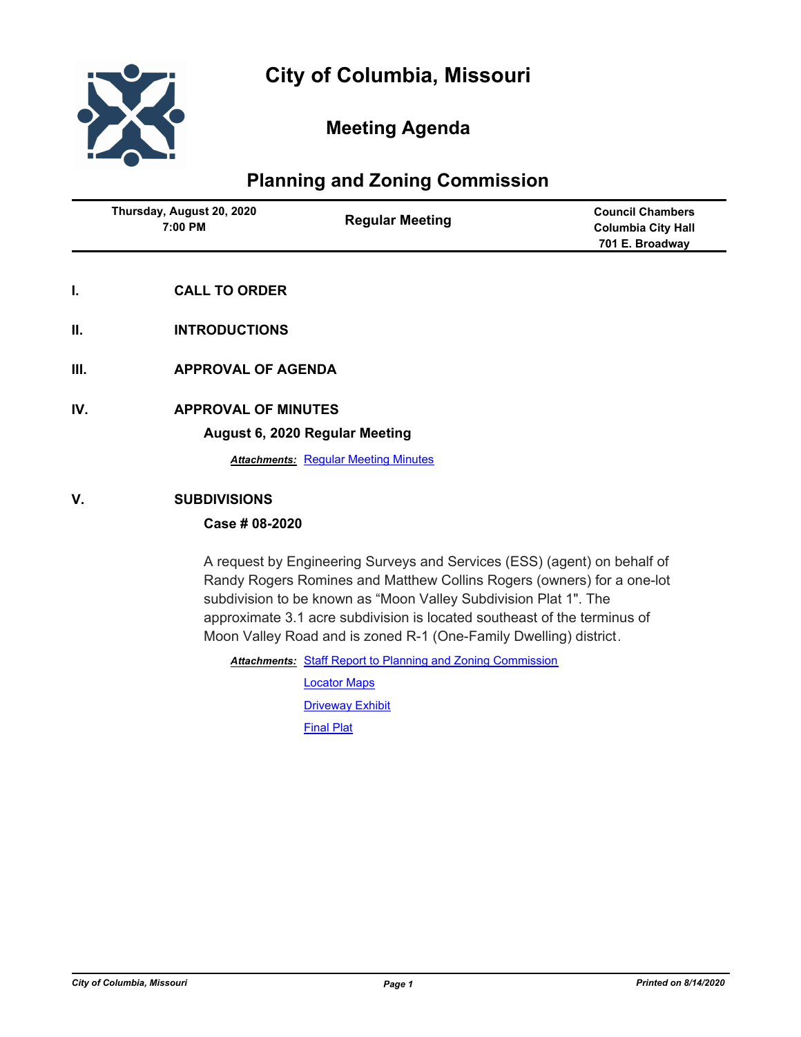# City of Columbia, Missouri

## Meeting Agenda

## Planning and Zoning Commission

| Thursday, August 20, 2020<br>7:00 PM | Regular Meeting | Council Chambers<br>Columbia City Hall<br>701 E. Broadway |
|---|---|---|

## I. CALL TO ORDER

## II. INTRODUCTIONS

## III. APPROVAL OF AGENDA

## IV. APPROVAL OF MINUTES

### August 6, 2020 Regular Meeting

***Attachments:*** Regular Meeting Minutes

## V. SUBDIVISIONS

### Case # 08-2020

A request by Engineering Surveys and Services (ESS) (agent) on behalf of Randy Rogers Romines and Matthew Collins Rogers (owners) for a one-lot subdivision to be known as "Moon Valley Subdivision Plat 1". The approximate 3.1 acre subdivision is located southeast of the terminus of Moon Valley Road and is zoned R-1 (One-Family Dwelling) district.

***Attachments:*** Staff Report to Planning and Zoning Commission

Locator Maps

Driveway Exhibit

Final Plat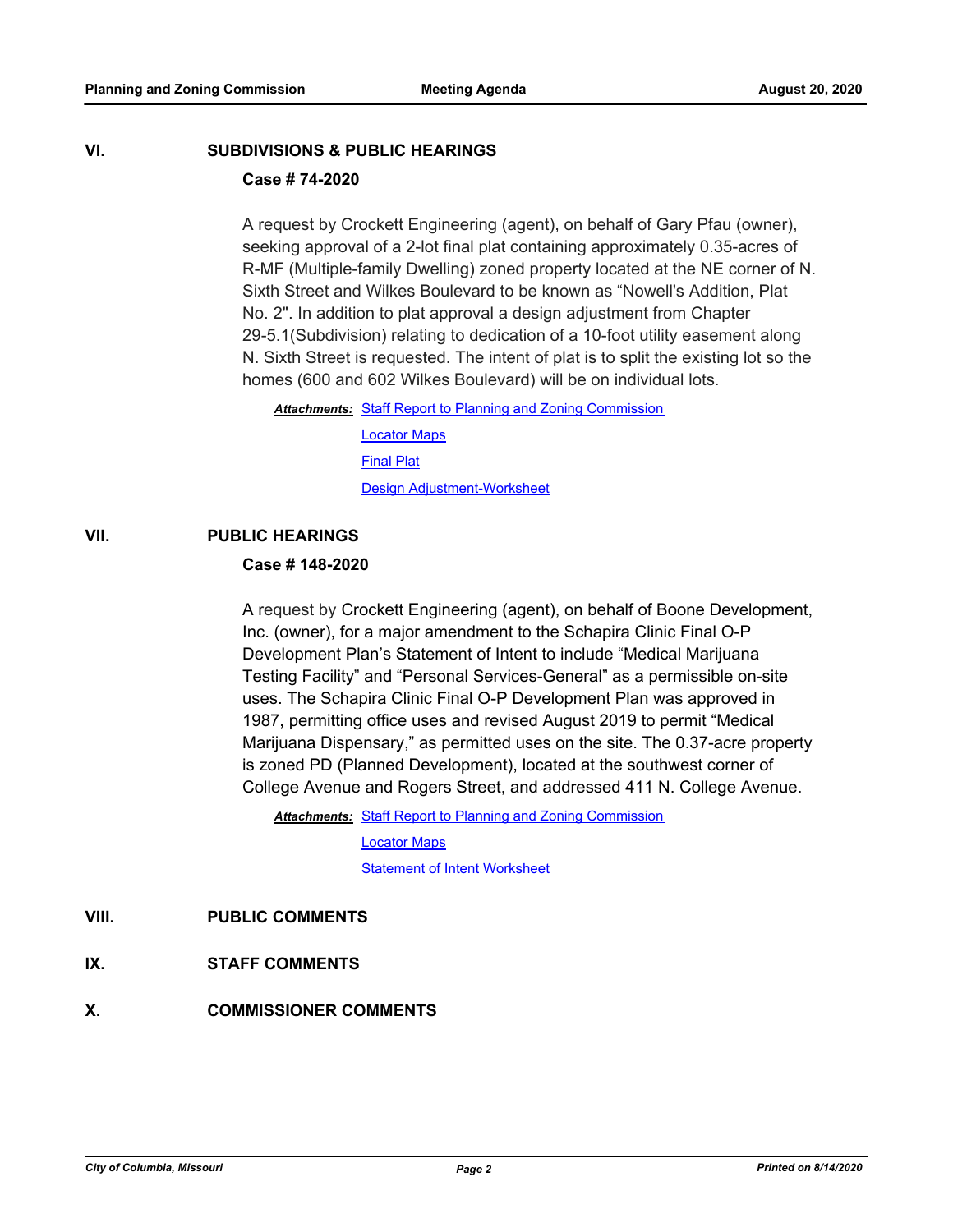## VI. SUBDIVISIONS & PUBLIC HEARINGS

### Case # 74-2020

A request by Crockett Engineering (agent), on behalf of Gary Pfau (owner), seeking approval of a 2-lot final plat containing approximately 0.35-acres of R-MF (Multiple-family Dwelling) zoned property located at the NE corner of N. Sixth Street and Wilkes Boulevard to be known as "Nowell's Addition, Plat No. 2". In addition to plat approval a design adjustment from Chapter 29-5.1(Subdivision) relating to dedication of a 10-foot utility easement along N. Sixth Street is requested. The intent of plat is to split the existing lot so the homes (600 and 602 Wilkes Boulevard) will be on individual lots.

***Attachments:*** Staff Report to Planning and Zoning Commission
Locator Maps
Final Plat
Design Adjustment-Worksheet

## VII. PUBLIC HEARINGS

### Case # 148-2020

A request by Crockett Engineering (agent), on behalf of Boone Development, Inc. (owner), for a major amendment to the Schapira Clinic Final O-P Development Plan's Statement of Intent to include "Medical Marijuana Testing Facility" and "Personal Services-General" as a permissible on-site uses. The Schapira Clinic Final O-P Development Plan was approved in 1987, permitting office uses and revised August 2019 to permit "Medical Marijuana Dispensary," as permitted uses on the site. The 0.37-acre property is zoned PD (Planned Development), located at the southwest corner of College Avenue and Rogers Street, and addressed 411 N. College Avenue.

***Attachments:*** Staff Report to Planning and Zoning Commission
Locator Maps
Statement of Intent Worksheet

## VIII. PUBLIC COMMENTS

## IX. STAFF COMMENTS

## X. COMMISSIONER COMMENTS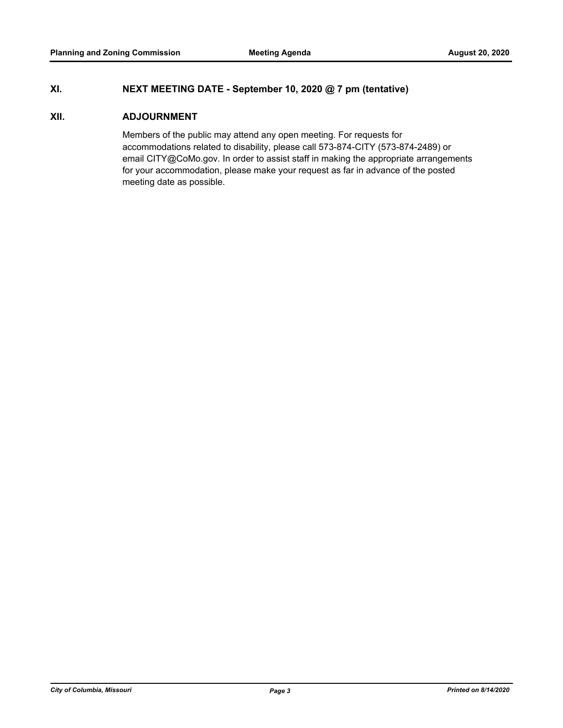## XI. NEXT MEETING DATE - September 10, 2020 @ 7 pm (tentative)

## XII. ADJOURNMENT

Members of the public may attend any open meeting. For requests for accommodations related to disability, please call 573-874-CITY (573-874-2489) or email CITY@CoMo.gov. In order to assist staff in making the appropriate arrangements for your accommodation, please make your request as far in advance of the posted meeting date as possible.